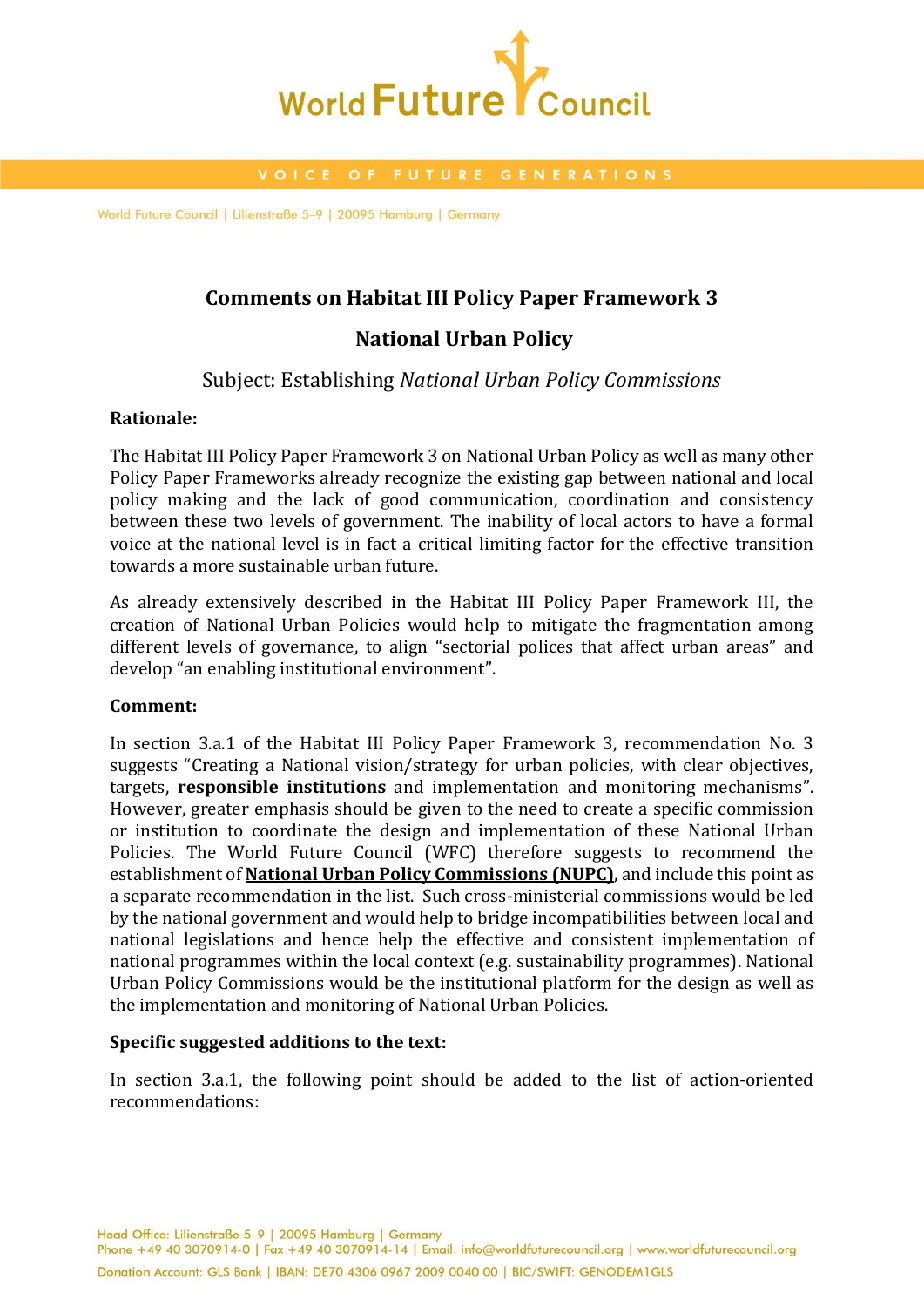## Comments on Habitat III Policy Paper Framework 3

## National Urban Policy

### Subject: Establishing *National Urban Policy Commissions*

**Rationale:**

The Habitat III Policy Paper Framework 3 on National Urban Policy as well as many other Policy Paper Frameworks already recognize the existing gap between national and local policy making and the lack of good communication, coordination and consistency between these two levels of government. The inability of local actors to have a formal voice at the national level is in fact a critical limiting factor for the effective transition towards a more sustainable urban future.

As already extensively described in the Habitat III Policy Paper Framework III, the creation of National Urban Policies would help to mitigate the fragmentation among different levels of governance, to align "sectorial polices that affect urban areas" and develop "an enabling institutional environment".

**Comment:**

In section 3.a.1 of the Habitat III Policy Paper Framework 3, recommendation No. 3 suggests "Creating a National vision/strategy for urban policies, with clear objectives, targets, **responsible institutions** and implementation and monitoring mechanisms". However, greater emphasis should be given to the need to create a specific commission or institution to coordinate the design and implementation of these National Urban Policies. The World Future Council (WFC) therefore suggests to recommend the establishment of **National Urban Policy Commissions (NUPC)**, and include this point as a separate recommendation in the list. Such cross-ministerial commissions would be led by the national government and would help to bridge incompatibilities between local and national legislations and hence help the effective and consistent implementation of national programmes within the local context (e.g. sustainability programmes). National Urban Policy Commissions would be the institutional platform for the design as well as the implementation and monitoring of National Urban Policies.

**Specific suggested additions to the text:**

In section 3.a.1, the following point should be added to the list of action-oriented recommendations: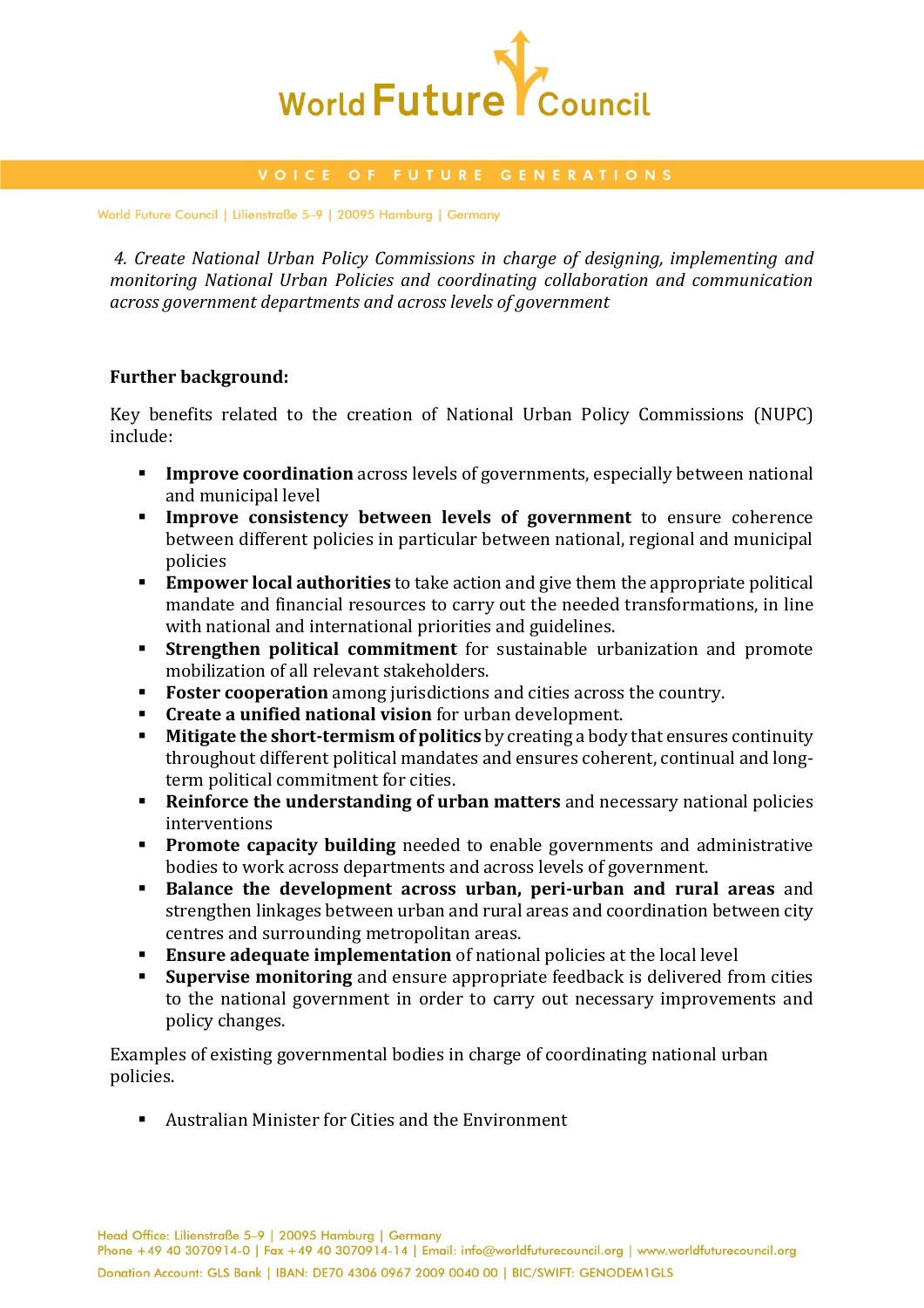*4. Create National Urban Policy Commissions in charge of designing, implementing and monitoring National Urban Policies and coordinating collaboration and communication across government departments and across levels of government*

**Further background:**

Key benefits related to the creation of National Urban Policy Commissions (NUPC) include:

- **Improve coordination** across levels of governments, especially between national and municipal level
- **Improve consistency between levels of government** to ensure coherence between different policies in particular between national, regional and municipal policies
- **Empower local authorities** to take action and give them the appropriate political mandate and financial resources to carry out the needed transformations, in line with national and international priorities and guidelines.
- **Strengthen political commitment** for sustainable urbanization and promote mobilization of all relevant stakeholders.
- **Foster cooperation** among jurisdictions and cities across the country.
- **Create a unified national vision** for urban development.
- **Mitigate the short-termism of politics** by creating a body that ensures continuity throughout different political mandates and ensures coherent, continual and long-term political commitment for cities.
- **Reinforce the understanding of urban matters** and necessary national policies interventions
- **Promote capacity building** needed to enable governments and administrative bodies to work across departments and across levels of government.
- **Balance the development across urban, peri-urban and rural areas** and strengthen linkages between urban and rural areas and coordination between city centres and surrounding metropolitan areas.
- **Ensure adequate implementation** of national policies at the local level
- **Supervise monitoring** and ensure appropriate feedback is delivered from cities to the national government in order to carry out necessary improvements and policy changes.

Examples of existing governmental bodies in charge of coordinating national urban policies.

- Australian Minister for Cities and the Environment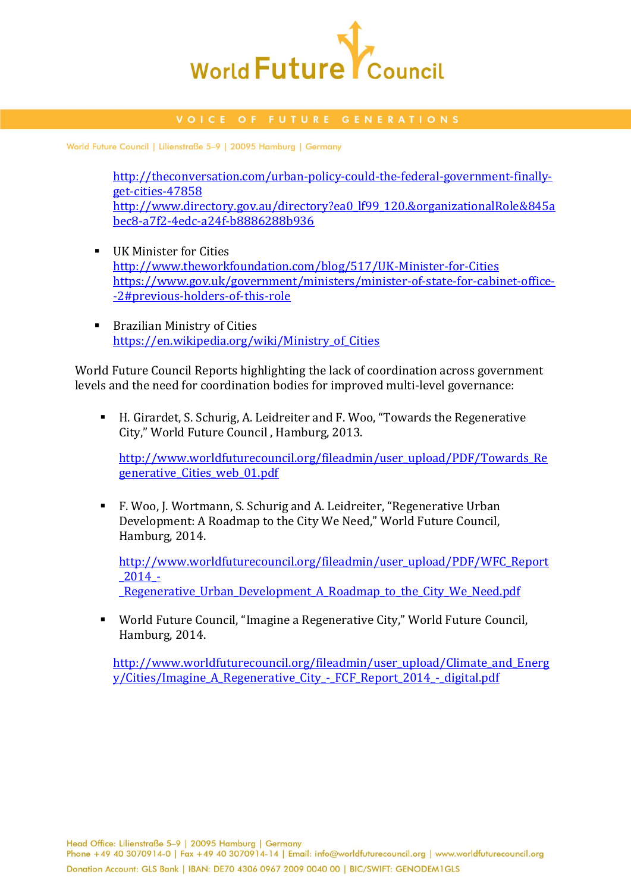http://theconversation.com/urban-policy-could-the-federal-government-finally-get-cities-47858
http://www.directory.gov.au/directory?ea0_lf99_120.&organizationalRole&845abec8-a7f2-4edc-a24f-b8886288b936

- UK Minister for Cities
  http://www.theworkfoundation.com/blog/517/UK-Minister-for-Cities
  https://www.gov.uk/government/ministers/minister-of-state-for-cabinet-office--2#previous-holders-of-this-role

- Brazilian Ministry of Cities
  https://en.wikipedia.org/wiki/Ministry_of_Cities

World Future Council Reports highlighting the lack of coordination across government levels and the need for coordination bodies for improved multi-level governance:

- H. Girardet, S. Schurig, A. Leidreiter and F. Woo, "Towards the Regenerative City," World Future Council , Hamburg, 2013.

  http://www.worldfuturecouncil.org/fileadmin/user_upload/PDF/Towards_Regenerative_Cities_web_01.pdf

- F. Woo, J. Wortmann, S. Schurig and A. Leidreiter, "Regenerative Urban Development: A Roadmap to the City We Need," World Future Council, Hamburg, 2014.

  http://www.worldfuturecouncil.org/fileadmin/user_upload/PDF/WFC_Report_2014_-_Regenerative_Urban_Development_A_Roadmap_to_the_City_We_Need.pdf

- World Future Council, "Imagine a Regenerative City," World Future Council, Hamburg, 2014.

  http://www.worldfuturecouncil.org/fileadmin/user_upload/Climate_and_Energy/Cities/Imagine_A_Regenerative_City_-_FCF_Report_2014_-_digital.pdf